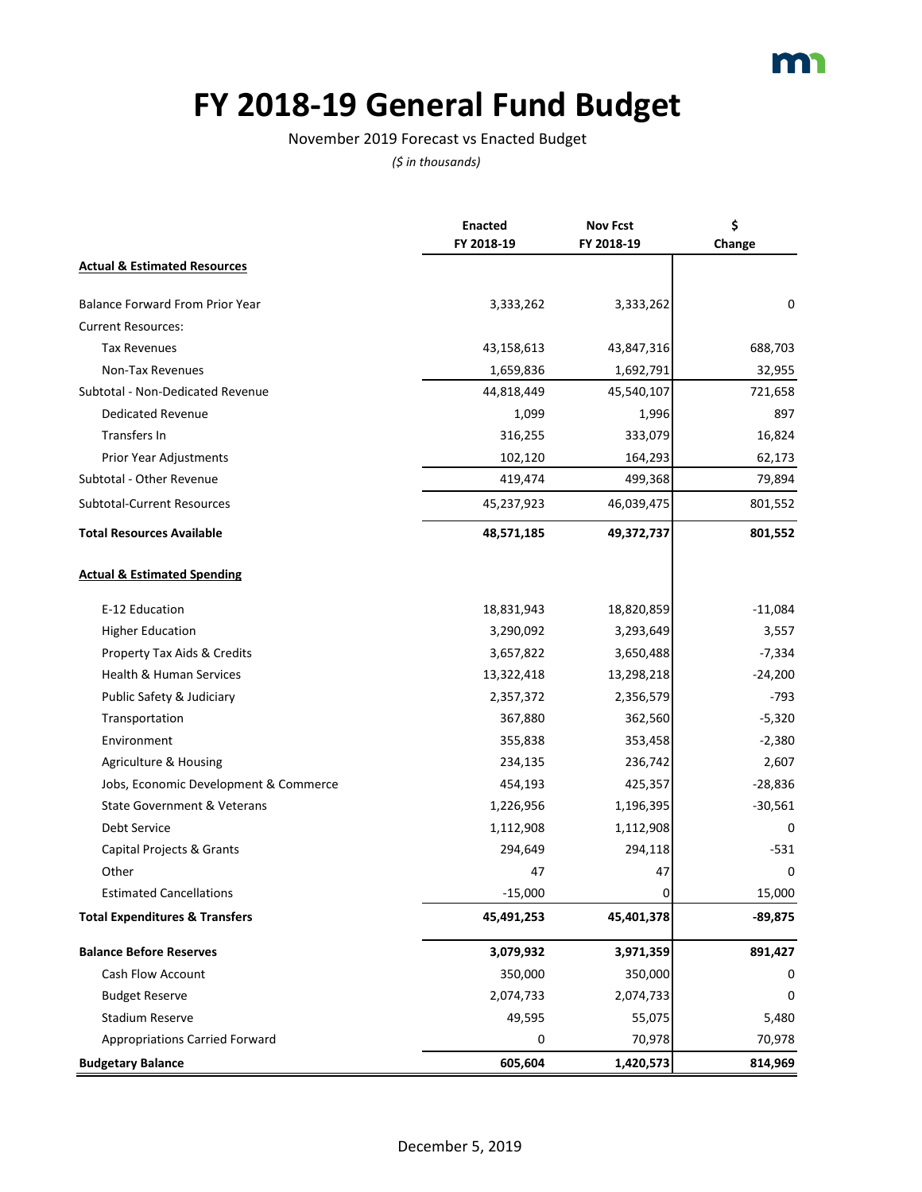# FY 2018-19 General Fund Budget

November 2019 Forecast vs Enacted Budget

*($ in thousands)*

| | Enacted FY 2018-19 | Nov Fcst FY 2018-19 | $ Change |
|---|---|---|---|
| **Actual & Estimated Resources** | | | |
| Balance Forward From Prior Year | 3,333,262 | 3,333,262 | 0 |
| Current Resources: | | | |
| Tax Revenues | 43,158,613 | 43,847,316 | 688,703 |
| Non-Tax Revenues | 1,659,836 | 1,692,791 | 32,955 |
| Subtotal - Non-Dedicated Revenue | 44,818,449 | 45,540,107 | 721,658 |
| Dedicated Revenue | 1,099 | 1,996 | 897 |
| Transfers In | 316,255 | 333,079 | 16,824 |
| Prior Year Adjustments | 102,120 | 164,293 | 62,173 |
| Subtotal - Other Revenue | 419,474 | 499,368 | 79,894 |
| Subtotal-Current Resources | 45,237,923 | 46,039,475 | 801,552 |
| **Total Resources Available** | **48,571,185** | **49,372,737** | **801,552** |
| **Actual & Estimated Spending** | | | |
| E-12 Education | 18,831,943 | 18,820,859 | -11,084 |
| Higher Education | 3,290,092 | 3,293,649 | 3,557 |
| Property Tax Aids & Credits | 3,657,822 | 3,650,488 | -7,334 |
| Health & Human Services | 13,322,418 | 13,298,218 | -24,200 |
| Public Safety & Judiciary | 2,357,372 | 2,356,579 | -793 |
| Transportation | 367,880 | 362,560 | -5,320 |
| Environment | 355,838 | 353,458 | -2,380 |
| Agriculture & Housing | 234,135 | 236,742 | 2,607 |
| Jobs, Economic Development & Commerce | 454,193 | 425,357 | -28,836 |
| State Government & Veterans | 1,226,956 | 1,196,395 | -30,561 |
| Debt Service | 1,112,908 | 1,112,908 | 0 |
| Capital Projects & Grants | 294,649 | 294,118 | -531 |
| Other | 47 | 47 | 0 |
| Estimated Cancellations | -15,000 | 0 | 15,000 |
| **Total Expenditures & Transfers** | **45,491,253** | **45,401,378** | **-89,875** |
| **Balance Before Reserves** | **3,079,932** | **3,971,359** | **891,427** |
| Cash Flow Account | 350,000 | 350,000 | 0 |
| Budget Reserve | 2,074,733 | 2,074,733 | 0 |
| Stadium Reserve | 49,595 | 55,075 | 5,480 |
| Appropriations Carried Forward | 0 | 70,978 | 70,978 |
| **Budgetary Balance** | **605,604** | **1,420,573** | **814,969** |

December 5, 2019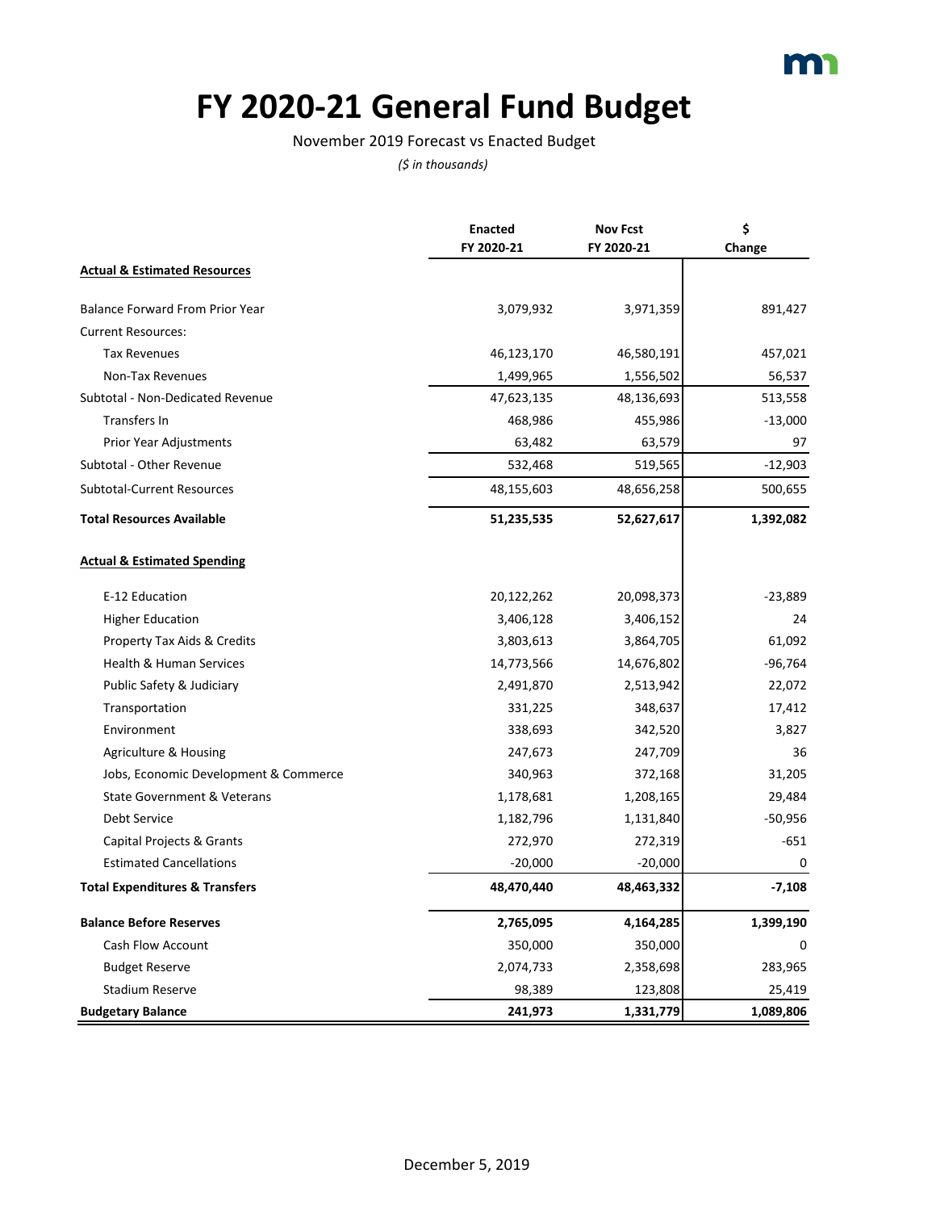# FY 2020-21 General Fund Budget

November 2019 Forecast vs Enacted Budget

*($ in thousands)*

| | Enacted FY 2020-21 | Nov Fcst FY 2020-21 | $ Change |
|---|---|---|---|
| **Actual & Estimated Resources** | | | |
| Balance Forward From Prior Year | 3,079,932 | 3,971,359 | 891,427 |
| Current Resources: | | | |
| Tax Revenues | 46,123,170 | 46,580,191 | 457,021 |
| Non-Tax Revenues | 1,499,965 | 1,556,502 | 56,537 |
| Subtotal - Non-Dedicated Revenue | 47,623,135 | 48,136,693 | 513,558 |
| Transfers In | 468,986 | 455,986 | -13,000 |
| Prior Year Adjustments | 63,482 | 63,579 | 97 |
| Subtotal - Other Revenue | 532,468 | 519,565 | -12,903 |
| Subtotal-Current Resources | 48,155,603 | 48,656,258 | 500,655 |
| **Total Resources Available** | **51,235,535** | **52,627,617** | **1,392,082** |
| **Actual & Estimated Spending** | | | |
| E-12 Education | 20,122,262 | 20,098,373 | -23,889 |
| Higher Education | 3,406,128 | 3,406,152 | 24 |
| Property Tax Aids & Credits | 3,803,613 | 3,864,705 | 61,092 |
| Health & Human Services | 14,773,566 | 14,676,802 | -96,764 |
| Public Safety & Judiciary | 2,491,870 | 2,513,942 | 22,072 |
| Transportation | 331,225 | 348,637 | 17,412 |
| Environment | 338,693 | 342,520 | 3,827 |
| Agriculture & Housing | 247,673 | 247,709 | 36 |
| Jobs, Economic Development & Commerce | 340,963 | 372,168 | 31,205 |
| State Government & Veterans | 1,178,681 | 1,208,165 | 29,484 |
| Debt Service | 1,182,796 | 1,131,840 | -50,956 |
| Capital Projects & Grants | 272,970 | 272,319 | -651 |
| Estimated Cancellations | -20,000 | -20,000 | 0 |
| **Total Expenditures & Transfers** | **48,470,440** | **48,463,332** | **-7,108** |
| **Balance Before Reserves** | **2,765,095** | **4,164,285** | **1,399,190** |
| Cash Flow Account | 350,000 | 350,000 | 0 |
| Budget Reserve | 2,074,733 | 2,358,698 | 283,965 |
| Stadium Reserve | 98,389 | 123,808 | 25,419 |
| **Budgetary Balance** | **241,973** | **1,331,779** | **1,089,806** |

December 5, 2019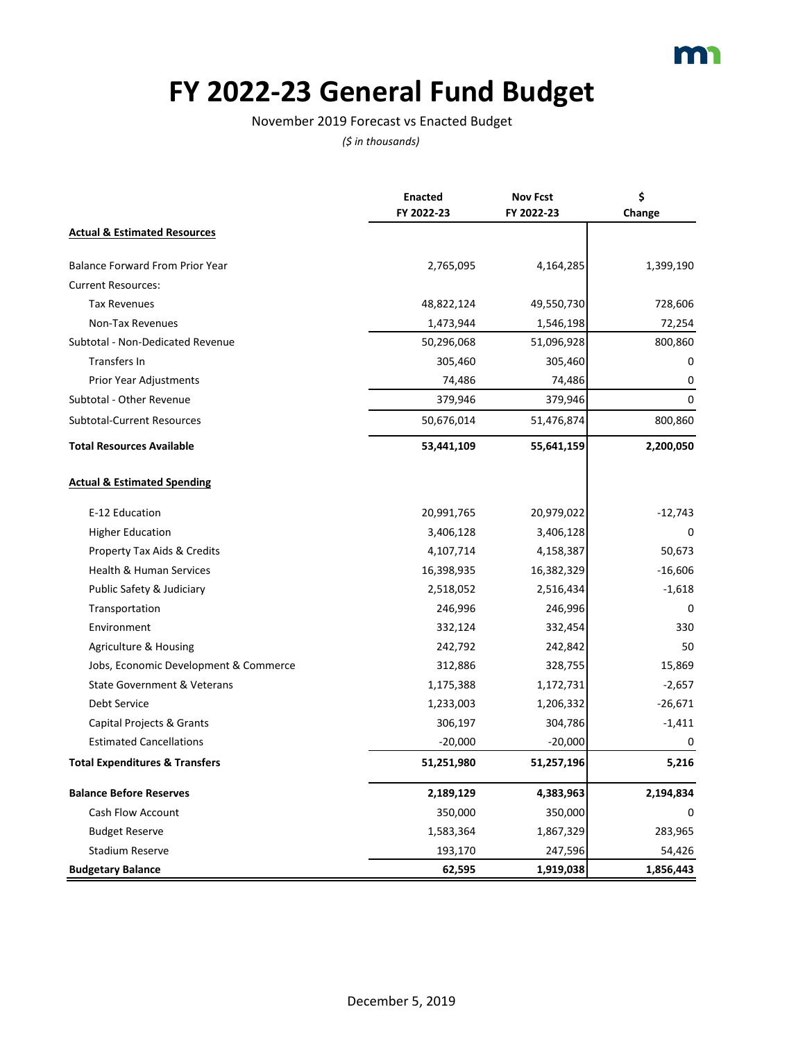# FY 2022-23 General Fund Budget

November 2019 Forecast vs Enacted Budget

*($ in thousands)*

| | Enacted FY 2022-23 | Nov Fcst FY 2022-23 | $ Change |
|---|---|---|---|
| **Actual & Estimated Resources** | | | |
| Balance Forward From Prior Year | 2,765,095 | 4,164,285 | 1,399,190 |
| Current Resources: | | | |
| Tax Revenues | 48,822,124 | 49,550,730 | 728,606 |
| Non-Tax Revenues | 1,473,944 | 1,546,198 | 72,254 |
| Subtotal - Non-Dedicated Revenue | 50,296,068 | 51,096,928 | 800,860 |
| Transfers In | 305,460 | 305,460 | 0 |
| Prior Year Adjustments | 74,486 | 74,486 | 0 |
| Subtotal - Other Revenue | 379,946 | 379,946 | 0 |
| Subtotal-Current Resources | 50,676,014 | 51,476,874 | 800,860 |
| **Total Resources Available** | **53,441,109** | **55,641,159** | **2,200,050** |
| **Actual & Estimated Spending** | | | |
| E-12 Education | 20,991,765 | 20,979,022 | -12,743 |
| Higher Education | 3,406,128 | 3,406,128 | 0 |
| Property Tax Aids & Credits | 4,107,714 | 4,158,387 | 50,673 |
| Health & Human Services | 16,398,935 | 16,382,329 | -16,606 |
| Public Safety & Judiciary | 2,518,052 | 2,516,434 | -1,618 |
| Transportation | 246,996 | 246,996 | 0 |
| Environment | 332,124 | 332,454 | 330 |
| Agriculture & Housing | 242,792 | 242,842 | 50 |
| Jobs, Economic Development & Commerce | 312,886 | 328,755 | 15,869 |
| State Government & Veterans | 1,175,388 | 1,172,731 | -2,657 |
| Debt Service | 1,233,003 | 1,206,332 | -26,671 |
| Capital Projects & Grants | 306,197 | 304,786 | -1,411 |
| Estimated Cancellations | -20,000 | -20,000 | 0 |
| **Total Expenditures & Transfers** | **51,251,980** | **51,257,196** | **5,216** |
| **Balance Before Reserves** | **2,189,129** | **4,383,963** | **2,194,834** |
| Cash Flow Account | 350,000 | 350,000 | 0 |
| Budget Reserve | 1,583,364 | 1,867,329 | 283,965 |
| Stadium Reserve | 193,170 | 247,596 | 54,426 |
| **Budgetary Balance** | **62,595** | **1,919,038** | **1,856,443** |

December 5, 2019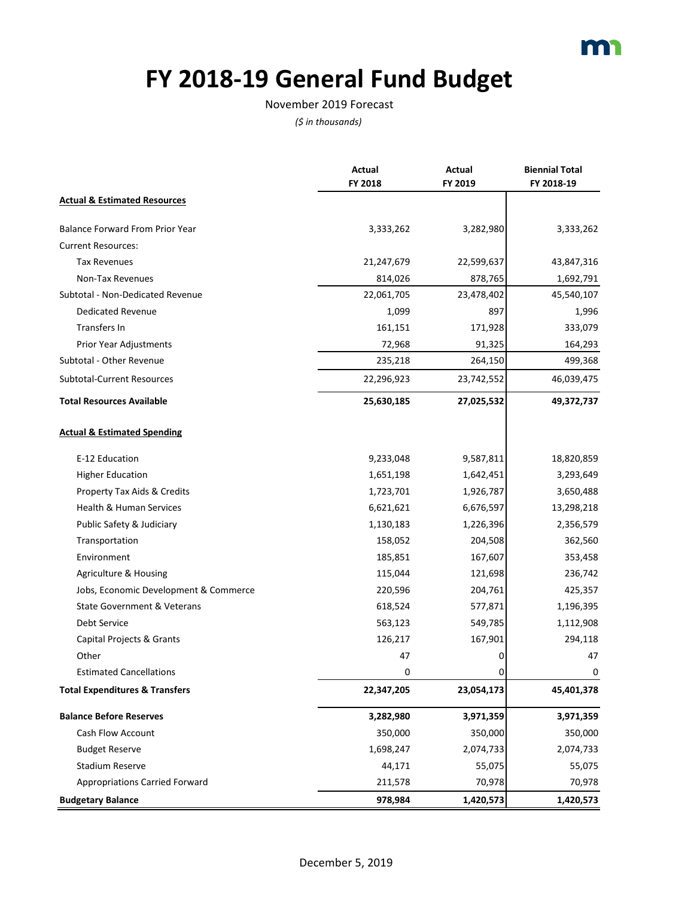# FY 2018-19 General Fund Budget

November 2019 Forecast

*($ in thousands)*

| | Actual FY 2018 | Actual FY 2019 | Biennial Total FY 2018-19 |
|---|---|---|---|
| **Actual & Estimated Resources** | | | |
| Balance Forward From Prior Year | 3,333,262 | 3,282,980 | 3,333,262 |
| Current Resources: | | | |
| Tax Revenues | 21,247,679 | 22,599,637 | 43,847,316 |
| Non-Tax Revenues | 814,026 | 878,765 | 1,692,791 |
| Subtotal - Non-Dedicated Revenue | 22,061,705 | 23,478,402 | 45,540,107 |
| Dedicated Revenue | 1,099 | 897 | 1,996 |
| Transfers In | 161,151 | 171,928 | 333,079 |
| Prior Year Adjustments | 72,968 | 91,325 | 164,293 |
| Subtotal - Other Revenue | 235,218 | 264,150 | 499,368 |
| Subtotal-Current Resources | 22,296,923 | 23,742,552 | 46,039,475 |
| **Total Resources Available** | **25,630,185** | **27,025,532** | **49,372,737** |
| **Actual & Estimated Spending** | | | |
| E-12 Education | 9,233,048 | 9,587,811 | 18,820,859 |
| Higher Education | 1,651,198 | 1,642,451 | 3,293,649 |
| Property Tax Aids & Credits | 1,723,701 | 1,926,787 | 3,650,488 |
| Health & Human Services | 6,621,621 | 6,676,597 | 13,298,218 |
| Public Safety & Judiciary | 1,130,183 | 1,226,396 | 2,356,579 |
| Transportation | 158,052 | 204,508 | 362,560 |
| Environment | 185,851 | 167,607 | 353,458 |
| Agriculture & Housing | 115,044 | 121,698 | 236,742 |
| Jobs, Economic Development & Commerce | 220,596 | 204,761 | 425,357 |
| State Government & Veterans | 618,524 | 577,871 | 1,196,395 |
| Debt Service | 563,123 | 549,785 | 1,112,908 |
| Capital Projects & Grants | 126,217 | 167,901 | 294,118 |
| Other | 47 | 0 | 47 |
| Estimated Cancellations | 0 | 0 | 0 |
| **Total Expenditures & Transfers** | **22,347,205** | **23,054,173** | **45,401,378** |
| **Balance Before Reserves** | **3,282,980** | **3,971,359** | **3,971,359** |
| Cash Flow Account | 350,000 | 350,000 | 350,000 |
| Budget Reserve | 1,698,247 | 2,074,733 | 2,074,733 |
| Stadium Reserve | 44,171 | 55,075 | 55,075 |
| Appropriations Carried Forward | 211,578 | 70,978 | 70,978 |
| **Budgetary Balance** | **978,984** | **1,420,573** | **1,420,573** |

December 5, 2019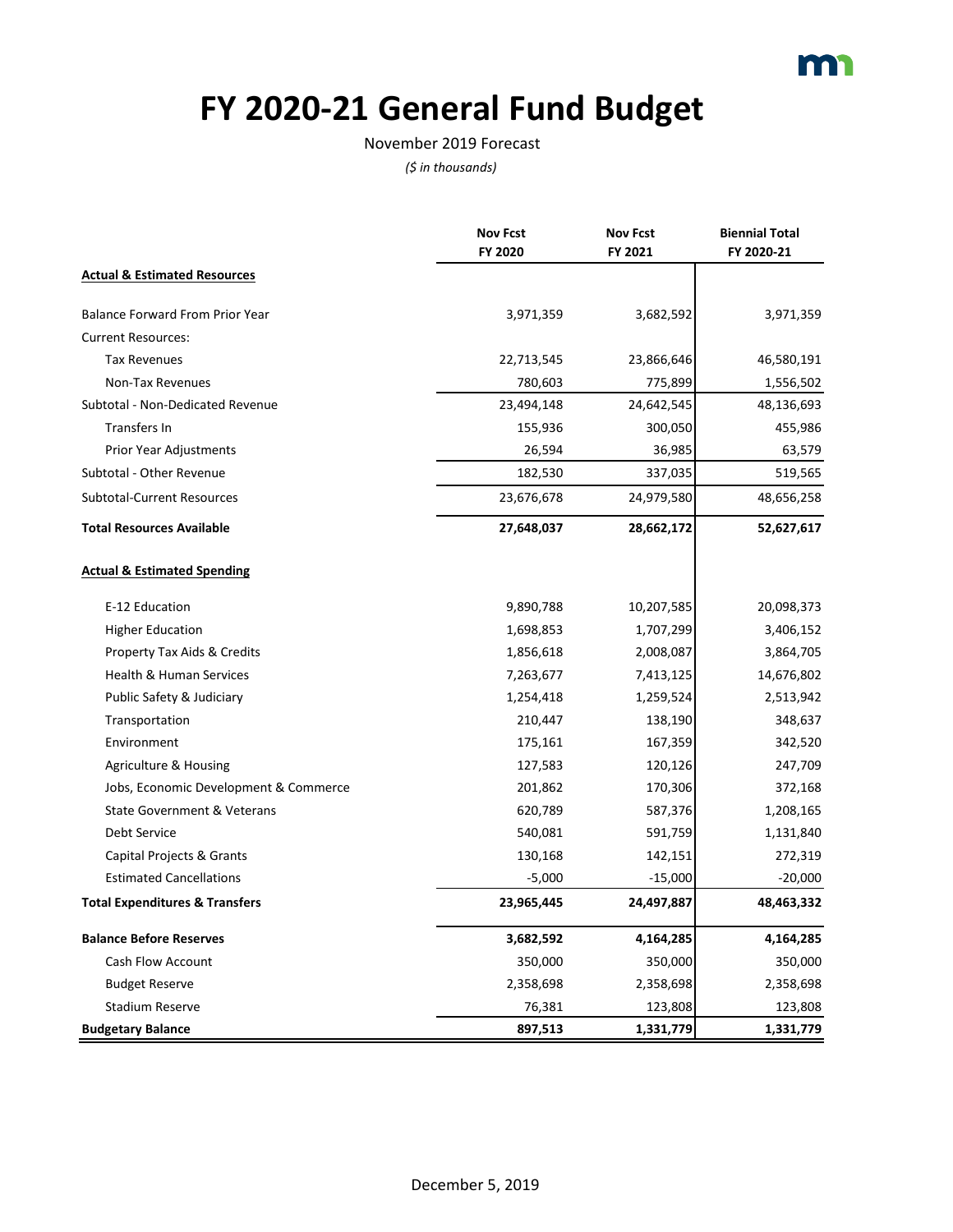# FY 2020-21 General Fund Budget

November 2019 Forecast

*($ in thousands)*

| | Nov Fcst FY 2020 | Nov Fcst FY 2021 | Biennial Total FY 2020-21 |
|---|---|---|---|
| **Actual & Estimated Resources** | | | |
| Balance Forward From Prior Year | 3,971,359 | 3,682,592 | 3,971,359 |
| Current Resources: | | | |
| Tax Revenues | 22,713,545 | 23,866,646 | 46,580,191 |
| Non-Tax Revenues | 780,603 | 775,899 | 1,556,502 |
| Subtotal - Non-Dedicated Revenue | 23,494,148 | 24,642,545 | 48,136,693 |
| Transfers In | 155,936 | 300,050 | 455,986 |
| Prior Year Adjustments | 26,594 | 36,985 | 63,579 |
| Subtotal - Other Revenue | 182,530 | 337,035 | 519,565 |
| Subtotal-Current Resources | 23,676,678 | 24,979,580 | 48,656,258 |
| **Total Resources Available** | **27,648,037** | **28,662,172** | **52,627,617** |
| **Actual & Estimated Spending** | | | |
| E-12 Education | 9,890,788 | 10,207,585 | 20,098,373 |
| Higher Education | 1,698,853 | 1,707,299 | 3,406,152 |
| Property Tax Aids & Credits | 1,856,618 | 2,008,087 | 3,864,705 |
| Health & Human Services | 7,263,677 | 7,413,125 | 14,676,802 |
| Public Safety & Judiciary | 1,254,418 | 1,259,524 | 2,513,942 |
| Transportation | 210,447 | 138,190 | 348,637 |
| Environment | 175,161 | 167,359 | 342,520 |
| Agriculture & Housing | 127,583 | 120,126 | 247,709 |
| Jobs, Economic Development & Commerce | 201,862 | 170,306 | 372,168 |
| State Government & Veterans | 620,789 | 587,376 | 1,208,165 |
| Debt Service | 540,081 | 591,759 | 1,131,840 |
| Capital Projects & Grants | 130,168 | 142,151 | 272,319 |
| Estimated Cancellations | -5,000 | -15,000 | -20,000 |
| **Total Expenditures & Transfers** | **23,965,445** | **24,497,887** | **48,463,332** |
| **Balance Before Reserves** | **3,682,592** | **4,164,285** | **4,164,285** |
| Cash Flow Account | 350,000 | 350,000 | 350,000 |
| Budget Reserve | 2,358,698 | 2,358,698 | 2,358,698 |
| Stadium Reserve | 76,381 | 123,808 | 123,808 |
| **Budgetary Balance** | **897,513** | **1,331,779** | **1,331,779** |

December 5, 2019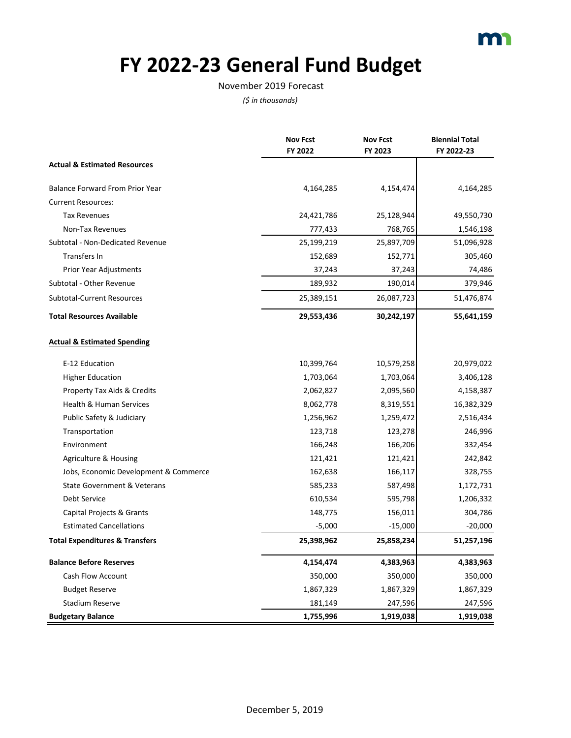# FY 2022-23 General Fund Budget

November 2019 Forecast

*($ in thousands)*

| | Nov Fcst FY 2022 | Nov Fcst FY 2023 | Biennial Total FY 2022-23 |
|---|---|---|---|
| **Actual & Estimated Resources** | | | |
| Balance Forward From Prior Year | 4,164,285 | 4,154,474 | 4,164,285 |
| Current Resources: | | | |
| Tax Revenues | 24,421,786 | 25,128,944 | 49,550,730 |
| Non-Tax Revenues | 777,433 | 768,765 | 1,546,198 |
| Subtotal - Non-Dedicated Revenue | 25,199,219 | 25,897,709 | 51,096,928 |
| Transfers In | 152,689 | 152,771 | 305,460 |
| Prior Year Adjustments | 37,243 | 37,243 | 74,486 |
| Subtotal - Other Revenue | 189,932 | 190,014 | 379,946 |
| Subtotal-Current Resources | 25,389,151 | 26,087,723 | 51,476,874 |
| **Total Resources Available** | **29,553,436** | **30,242,197** | **55,641,159** |
| **Actual & Estimated Spending** | | | |
| E-12 Education | 10,399,764 | 10,579,258 | 20,979,022 |
| Higher Education | 1,703,064 | 1,703,064 | 3,406,128 |
| Property Tax Aids & Credits | 2,062,827 | 2,095,560 | 4,158,387 |
| Health & Human Services | 8,062,778 | 8,319,551 | 16,382,329 |
| Public Safety & Judiciary | 1,256,962 | 1,259,472 | 2,516,434 |
| Transportation | 123,718 | 123,278 | 246,996 |
| Environment | 166,248 | 166,206 | 332,454 |
| Agriculture & Housing | 121,421 | 121,421 | 242,842 |
| Jobs, Economic Development & Commerce | 162,638 | 166,117 | 328,755 |
| State Government & Veterans | 585,233 | 587,498 | 1,172,731 |
| Debt Service | 610,534 | 595,798 | 1,206,332 |
| Capital Projects & Grants | 148,775 | 156,011 | 304,786 |
| Estimated Cancellations | -5,000 | -15,000 | -20,000 |
| **Total Expenditures & Transfers** | **25,398,962** | **25,858,234** | **51,257,196** |
| **Balance Before Reserves** | **4,154,474** | **4,383,963** | **4,383,963** |
| Cash Flow Account | 350,000 | 350,000 | 350,000 |
| Budget Reserve | 1,867,329 | 1,867,329 | 1,867,329 |
| Stadium Reserve | 181,149 | 247,596 | 247,596 |
| **Budgetary Balance** | **1,755,996** | **1,919,038** | **1,919,038** |

December 5, 2019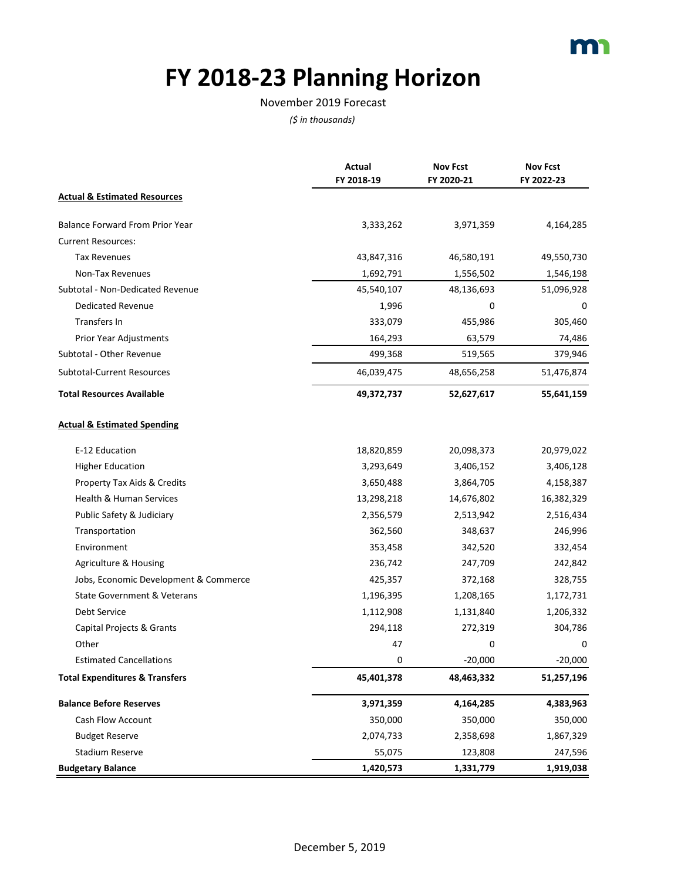# FY 2018-23 Planning Horizon

November 2019 Forecast

*($ in thousands)*

| | Actual FY 2018-19 | Nov Fcst FY 2020-21 | Nov Fcst FY 2022-23 |
|---|---|---|---|
| **Actual & Estimated Resources** | | | |
| Balance Forward From Prior Year | 3,333,262 | 3,971,359 | 4,164,285 |
| Current Resources: | | | |
| Tax Revenues | 43,847,316 | 46,580,191 | 49,550,730 |
| Non-Tax Revenues | 1,692,791 | 1,556,502 | 1,546,198 |
| Subtotal - Non-Dedicated Revenue | 45,540,107 | 48,136,693 | 51,096,928 |
| Dedicated Revenue | 1,996 | 0 | 0 |
| Transfers In | 333,079 | 455,986 | 305,460 |
| Prior Year Adjustments | 164,293 | 63,579 | 74,486 |
| Subtotal - Other Revenue | 499,368 | 519,565 | 379,946 |
| Subtotal-Current Resources | 46,039,475 | 48,656,258 | 51,476,874 |
| **Total Resources Available** | **49,372,737** | **52,627,617** | **55,641,159** |
| **Actual & Estimated Spending** | | | |
| E-12 Education | 18,820,859 | 20,098,373 | 20,979,022 |
| Higher Education | 3,293,649 | 3,406,152 | 3,406,128 |
| Property Tax Aids & Credits | 3,650,488 | 3,864,705 | 4,158,387 |
| Health & Human Services | 13,298,218 | 14,676,802 | 16,382,329 |
| Public Safety & Judiciary | 2,356,579 | 2,513,942 | 2,516,434 |
| Transportation | 362,560 | 348,637 | 246,996 |
| Environment | 353,458 | 342,520 | 332,454 |
| Agriculture & Housing | 236,742 | 247,709 | 242,842 |
| Jobs, Economic Development & Commerce | 425,357 | 372,168 | 328,755 |
| State Government & Veterans | 1,196,395 | 1,208,165 | 1,172,731 |
| Debt Service | 1,112,908 | 1,131,840 | 1,206,332 |
| Capital Projects & Grants | 294,118 | 272,319 | 304,786 |
| Other | 47 | 0 | 0 |
| Estimated Cancellations | 0 | -20,000 | -20,000 |
| **Total Expenditures & Transfers** | **45,401,378** | **48,463,332** | **51,257,196** |
| **Balance Before Reserves** | **3,971,359** | **4,164,285** | **4,383,963** |
| Cash Flow Account | 350,000 | 350,000 | 350,000 |
| Budget Reserve | 2,074,733 | 2,358,698 | 1,867,329 |
| Stadium Reserve | 55,075 | 123,808 | 247,596 |
| **Budgetary Balance** | **1,420,573** | **1,331,779** | **1,919,038** |

December 5, 2019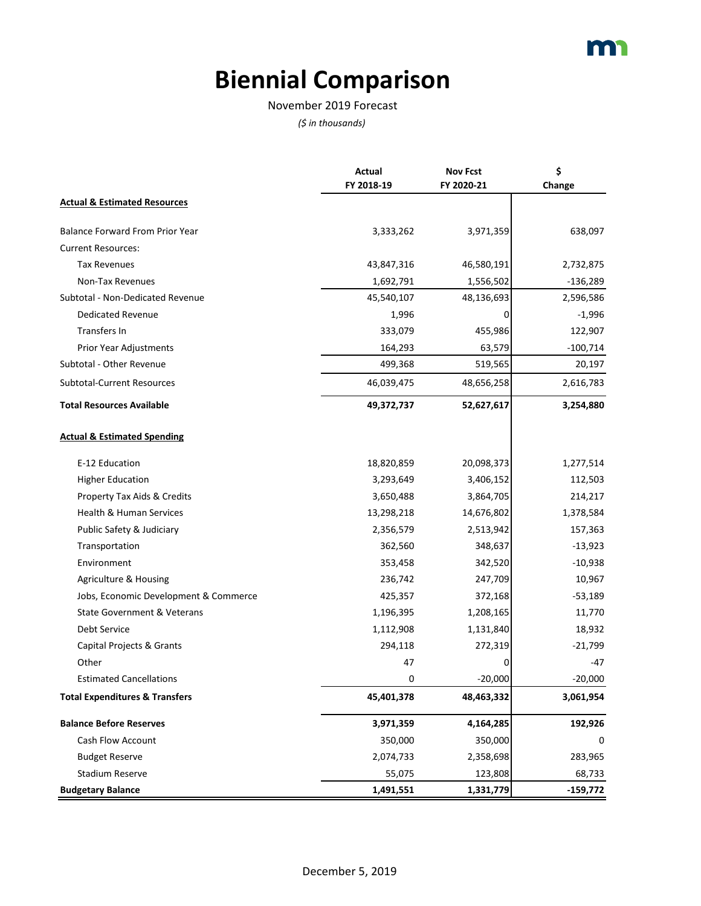# Biennial Comparison

November 2019 Forecast

*($ in thousands)*

| | Actual FY 2018-19 | Nov Fcst FY 2020-21 | $ Change |
|---|---|---|---|
| **Actual & Estimated Resources** | | | |
| Balance Forward From Prior Year | 3,333,262 | 3,971,359 | 638,097 |
| Current Resources: | | | |
| Tax Revenues | 43,847,316 | 46,580,191 | 2,732,875 |
| Non-Tax Revenues | 1,692,791 | 1,556,502 | -136,289 |
| Subtotal - Non-Dedicated Revenue | 45,540,107 | 48,136,693 | 2,596,586 |
| Dedicated Revenue | 1,996 | 0 | -1,996 |
| Transfers In | 333,079 | 455,986 | 122,907 |
| Prior Year Adjustments | 164,293 | 63,579 | -100,714 |
| Subtotal - Other Revenue | 499,368 | 519,565 | 20,197 |
| Subtotal-Current Resources | 46,039,475 | 48,656,258 | 2,616,783 |
| **Total Resources Available** | **49,372,737** | **52,627,617** | **3,254,880** |
| **Actual & Estimated Spending** | | | |
| E-12 Education | 18,820,859 | 20,098,373 | 1,277,514 |
| Higher Education | 3,293,649 | 3,406,152 | 112,503 |
| Property Tax Aids & Credits | 3,650,488 | 3,864,705 | 214,217 |
| Health & Human Services | 13,298,218 | 14,676,802 | 1,378,584 |
| Public Safety & Judiciary | 2,356,579 | 2,513,942 | 157,363 |
| Transportation | 362,560 | 348,637 | -13,923 |
| Environment | 353,458 | 342,520 | -10,938 |
| Agriculture & Housing | 236,742 | 247,709 | 10,967 |
| Jobs, Economic Development & Commerce | 425,357 | 372,168 | -53,189 |
| State Government & Veterans | 1,196,395 | 1,208,165 | 11,770 |
| Debt Service | 1,112,908 | 1,131,840 | 18,932 |
| Capital Projects & Grants | 294,118 | 272,319 | -21,799 |
| Other | 47 | 0 | -47 |
| Estimated Cancellations | 0 | -20,000 | -20,000 |
| **Total Expenditures & Transfers** | **45,401,378** | **48,463,332** | **3,061,954** |
| **Balance Before Reserves** | **3,971,359** | **4,164,285** | **192,926** |
| Cash Flow Account | 350,000 | 350,000 | 0 |
| Budget Reserve | 2,074,733 | 2,358,698 | 283,965 |
| Stadium Reserve | 55,075 | 123,808 | 68,733 |
| **Budgetary Balance** | **1,491,551** | **1,331,779** | **-159,772** |

December 5, 2019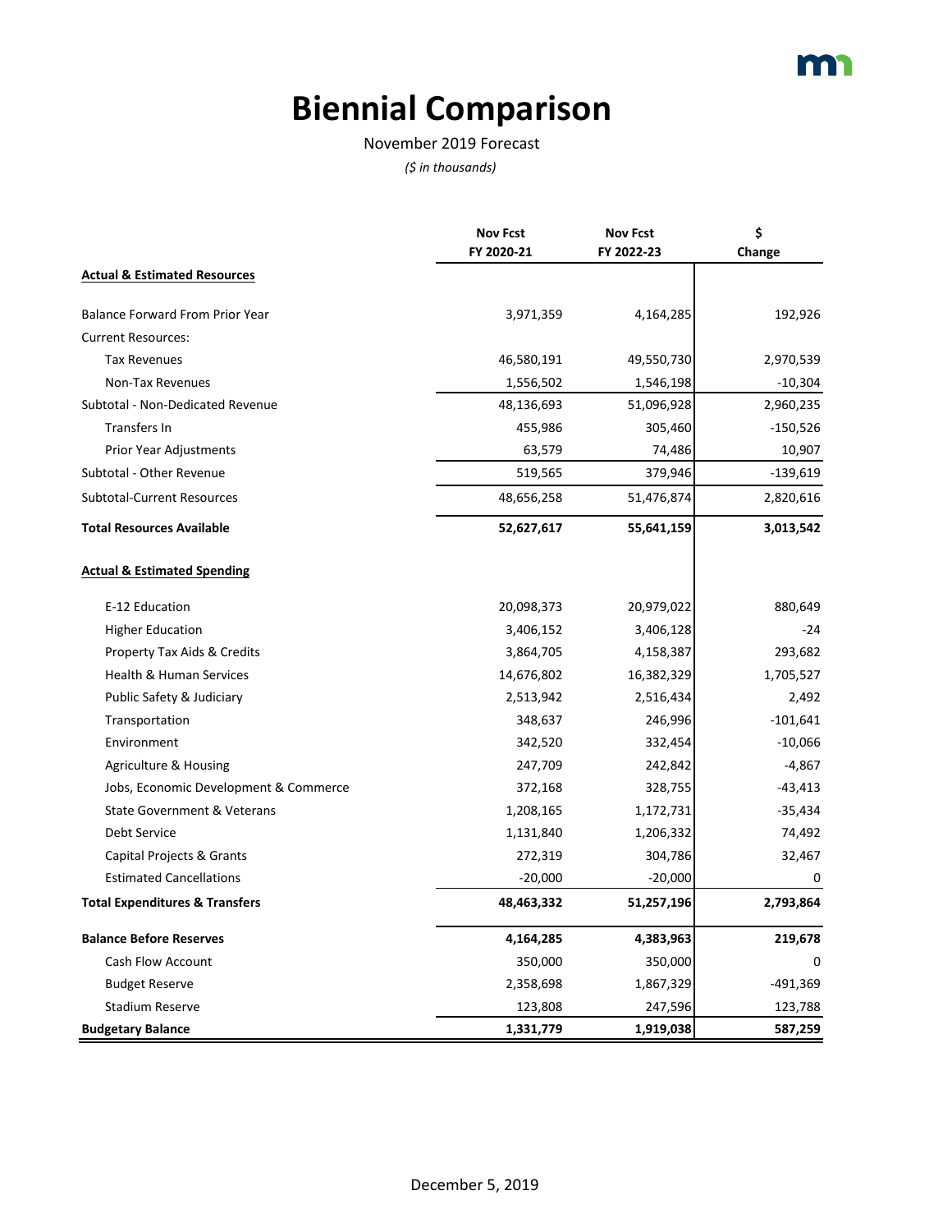# Biennial Comparison

November 2019 Forecast

*($ in thousands)*

| | Nov Fcst FY 2020-21 | Nov Fcst FY 2022-23 | $ Change |
|---|---|---|---|
| **Actual & Estimated Resources** | | | |
| Balance Forward From Prior Year | 3,971,359 | 4,164,285 | 192,926 |
| Current Resources: | | | |
| Tax Revenues | 46,580,191 | 49,550,730 | 2,970,539 |
| Non-Tax Revenues | 1,556,502 | 1,546,198 | -10,304 |
| Subtotal - Non-Dedicated Revenue | 48,136,693 | 51,096,928 | 2,960,235 |
| Transfers In | 455,986 | 305,460 | -150,526 |
| Prior Year Adjustments | 63,579 | 74,486 | 10,907 |
| Subtotal - Other Revenue | 519,565 | 379,946 | -139,619 |
| Subtotal-Current Resources | 48,656,258 | 51,476,874 | 2,820,616 |
| **Total Resources Available** | **52,627,617** | **55,641,159** | **3,013,542** |
| **Actual & Estimated Spending** | | | |
| E-12 Education | 20,098,373 | 20,979,022 | 880,649 |
| Higher Education | 3,406,152 | 3,406,128 | -24 |
| Property Tax Aids & Credits | 3,864,705 | 4,158,387 | 293,682 |
| Health & Human Services | 14,676,802 | 16,382,329 | 1,705,527 |
| Public Safety & Judiciary | 2,513,942 | 2,516,434 | 2,492 |
| Transportation | 348,637 | 246,996 | -101,641 |
| Environment | 342,520 | 332,454 | -10,066 |
| Agriculture & Housing | 247,709 | 242,842 | -4,867 |
| Jobs, Economic Development & Commerce | 372,168 | 328,755 | -43,413 |
| State Government & Veterans | 1,208,165 | 1,172,731 | -35,434 |
| Debt Service | 1,131,840 | 1,206,332 | 74,492 |
| Capital Projects & Grants | 272,319 | 304,786 | 32,467 |
| Estimated Cancellations | -20,000 | -20,000 | 0 |
| **Total Expenditures & Transfers** | **48,463,332** | **51,257,196** | **2,793,864** |
| **Balance Before Reserves** | **4,164,285** | **4,383,963** | **219,678** |
| Cash Flow Account | 350,000 | 350,000 | 0 |
| Budget Reserve | 2,358,698 | 1,867,329 | -491,369 |
| Stadium Reserve | 123,808 | 247,596 | 123,788 |
| **Budgetary Balance** | **1,331,779** | **1,919,038** | **587,259** |

December 5, 2019